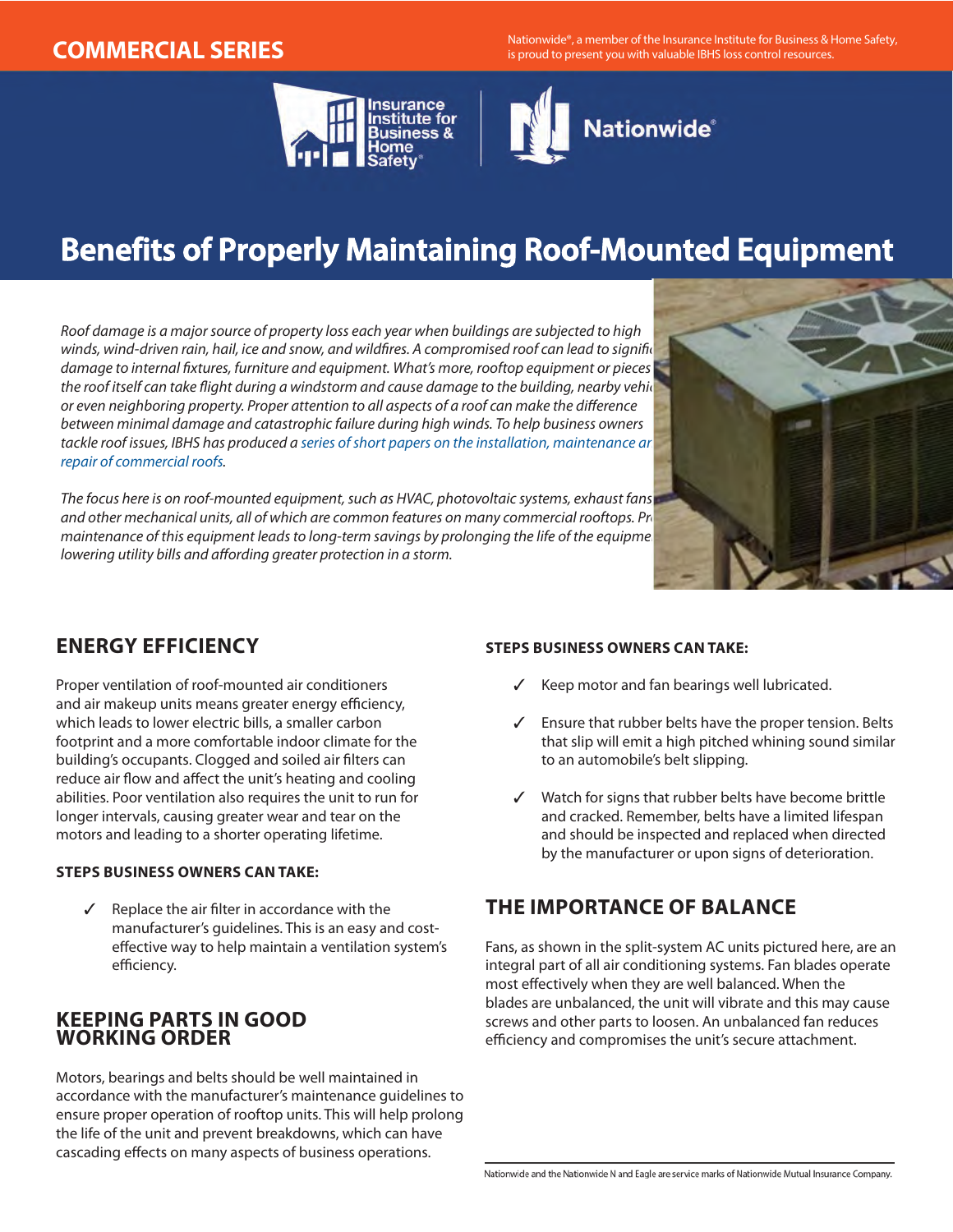COMMERCIAL SERIES

Nationwide®, a member of the Insurance Institute for Business & Home Safety, is proud to present you with valuable IBHS loss control resources.

# Benefits of Properly Maintaining Roof-Mounted Equipment

*Roof damage is a major source of property loss each year when buildings are subjected to high winds, wind-driven rain, hail, ice and snow, and wildfires. A compromised roof can lead to significant damage to internal fixtures, furniture and equipment. What's more, rooftop equipment or pieces of the roof itself can take flight during a windstorm and cause damage to the building, nearby vehicles or even neighboring property. Proper attention to all aspects of a roof can make the difference between minimal damage and catastrophic failure during high winds. To help business owners tackle roof issues, IBHS has produced a series of short papers on the installation, maintenance and repair of commercial roofs.*

*The focus here is on roof-mounted equipment, such as HVAC, photovoltaic systems, exhaust fans and other mechanical units, all of which are common features on many commercial rooftops. Proper maintenance of this equipment leads to long-term savings by prolonging the life of the equipment, lowering utility bills and affording greater protection in a storm.*

## ENERGY EFFICIENCY

Proper ventilation of roof-mounted air conditioners and air makeup units means greater energy efficiency, which leads to lower electric bills, a smaller carbon footprint and a more comfortable indoor climate for the building's occupants. Clogged and soiled air filters can reduce air flow and affect the unit's heating and cooling abilities. Poor ventilation also requires the unit to run for longer intervals, causing greater wear and tear on the motors and leading to a shorter operating lifetime.

### STEPS BUSINESS OWNERS CAN TAKE:

- ✓ Replace the air filter in accordance with the manufacturer's guidelines. This is an easy and cost-effective way to help maintain a ventilation system's efficiency.

## KEEPING PARTS IN GOOD WORKING ORDER

Motors, bearings and belts should be well maintained in accordance with the manufacturer's maintenance guidelines to ensure proper operation of rooftop units. This will help prolong the life of the unit and prevent breakdowns, which can have cascading effects on many aspects of business operations.

### STEPS BUSINESS OWNERS CAN TAKE:

- ✓ Keep motor and fan bearings well lubricated.
- ✓ Ensure that rubber belts have the proper tension. Belts that slip will emit a high pitched whining sound similar to an automobile's belt slipping.
- ✓ Watch for signs that rubber belts have become brittle and cracked. Remember, belts have a limited lifespan and should be inspected and replaced when directed by the manufacturer or upon signs of deterioration.

## THE IMPORTANCE OF BALANCE

Fans, as shown in the split-system AC units pictured here, are an integral part of all air conditioning systems. Fan blades operate most effectively when they are well balanced. When the blades are unbalanced, the unit will vibrate and this may cause screws and other parts to loosen. An unbalanced fan reduces efficiency and compromises the unit's secure attachment.

Nationwide and the Nationwide N and Eagle are service marks of Nationwide Mutual Insurance Company.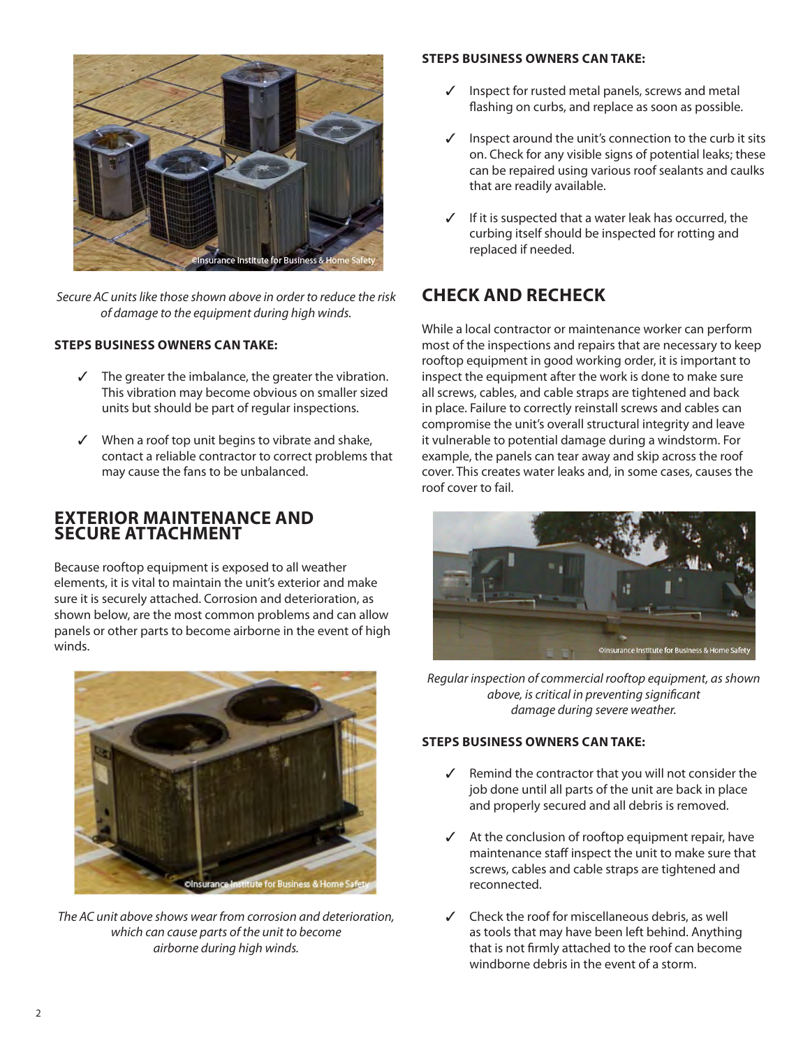*Secure AC units like those shown above in order to reduce the risk of damage to the equipment during high winds.*

**STEPS BUSINESS OWNERS CAN TAKE:**

- ✓ The greater the imbalance, the greater the vibration. This vibration may become obvious on smaller sized units but should be part of regular inspections.
- ✓ When a roof top unit begins to vibrate and shake, contact a reliable contractor to correct problems that may cause the fans to be unbalanced.

## EXTERIOR MAINTENANCE AND SECURE ATTACHMENT

Because rooftop equipment is exposed to all weather elements, it is vital to maintain the unit's exterior and make sure it is securely attached. Corrosion and deterioration, as shown below, are the most common problems and can allow panels or other parts to become airborne in the event of high winds.

*The AC unit above shows wear from corrosion and deterioration, which can cause parts of the unit to become airborne during high winds.*

**STEPS BUSINESS OWNERS CAN TAKE:**

- ✓ Inspect for rusted metal panels, screws and metal flashing on curbs, and replace as soon as possible.
- ✓ Inspect around the unit's connection to the curb it sits on. Check for any visible signs of potential leaks; these can be repaired using various roof sealants and caulks that are readily available.
- ✓ If it is suspected that a water leak has occurred, the curbing itself should be inspected for rotting and replaced if needed.

## CHECK AND RECHECK

While a local contractor or maintenance worker can perform most of the inspections and repairs that are necessary to keep rooftop equipment in good working order, it is important to inspect the equipment after the work is done to make sure all screws, cables, and cable straps are tightened and back in place. Failure to correctly reinstall screws and cables can compromise the unit's overall structural integrity and leave it vulnerable to potential damage during a windstorm. For example, the panels can tear away and skip across the roof cover. This creates water leaks and, in some cases, causes the roof cover to fail.

*Regular inspection of commercial rooftop equipment, as shown above, is critical in preventing significant damage during severe weather.*

**STEPS BUSINESS OWNERS CAN TAKE:**

- ✓ Remind the contractor that you will not consider the job done until all parts of the unit are back in place and properly secured and all debris is removed.
- ✓ At the conclusion of rooftop equipment repair, have maintenance staff inspect the unit to make sure that screws, cables and cable straps are tightened and reconnected.
- ✓ Check the roof for miscellaneous debris, as well as tools that may have been left behind. Anything that is not firmly attached to the roof can become windborne debris in the event of a storm.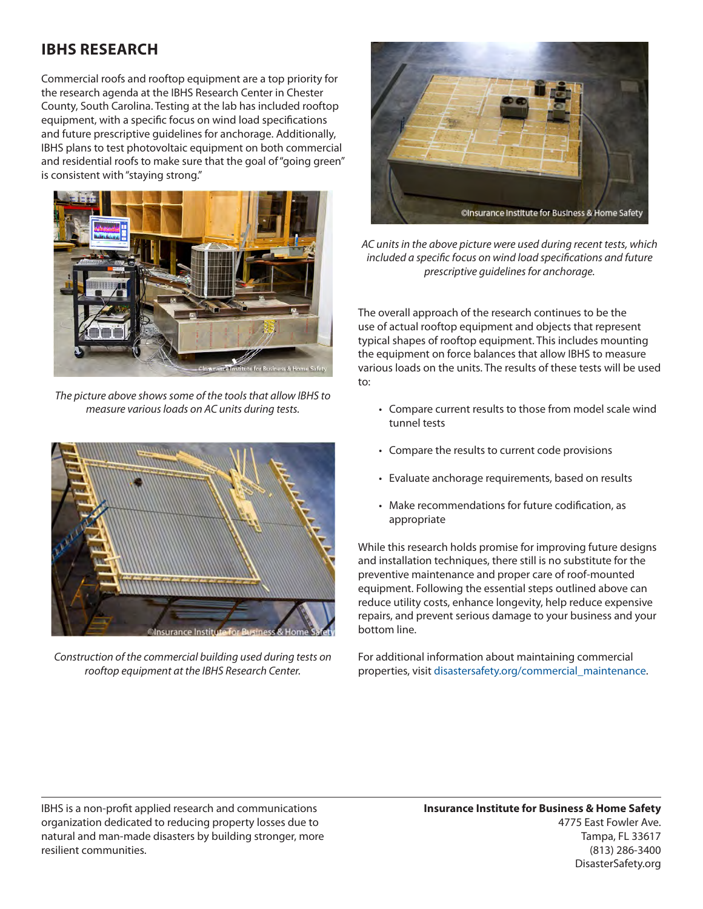## IBHS RESEARCH

Commercial roofs and rooftop equipment are a top priority for the research agenda at the IBHS Research Center in Chester County, South Carolina. Testing at the lab has included rooftop equipment, with a specific focus on wind load specifications and future prescriptive guidelines for anchorage. Additionally, IBHS plans to test photovoltaic equipment on both commercial and residential roofs to make sure that the goal of "going green" is consistent with "staying strong."

*The picture above shows some of the tools that allow IBHS to measure various loads on AC units during tests.*

*Construction of the commercial building used during tests on rooftop equipment at the IBHS Research Center.*

*AC units in the above picture were used during recent tests, which included a specific focus on wind load specifications and future prescriptive guidelines for anchorage.*

The overall approach of the research continues to be the use of actual rooftop equipment and objects that represent typical shapes of rooftop equipment. This includes mounting the equipment on force balances that allow IBHS to measure various loads on the units. The results of these tests will be used to:

- Compare current results to those from model scale wind tunnel tests
- Compare the results to current code provisions
- Evaluate anchorage requirements, based on results
- Make recommendations for future codification, as appropriate

While this research holds promise for improving future designs and installation techniques, there still is no substitute for the preventive maintenance and proper care of roof-mounted equipment. Following the essential steps outlined above can reduce utility costs, enhance longevity, help reduce expensive repairs, and prevent serious damage to your business and your bottom line.

For additional information about maintaining commercial properties, visit disastersafety.org/commercial_maintenance.

---

IBHS is a non-profit applied research and communications organization dedicated to reducing property losses due to natural and man-made disasters by building stronger, more resilient communities.

**Insurance Institute for Business & Home Safety**
4775 East Fowler Ave.
Tampa, FL 33617
(813) 286-3400
DisasterSafety.org